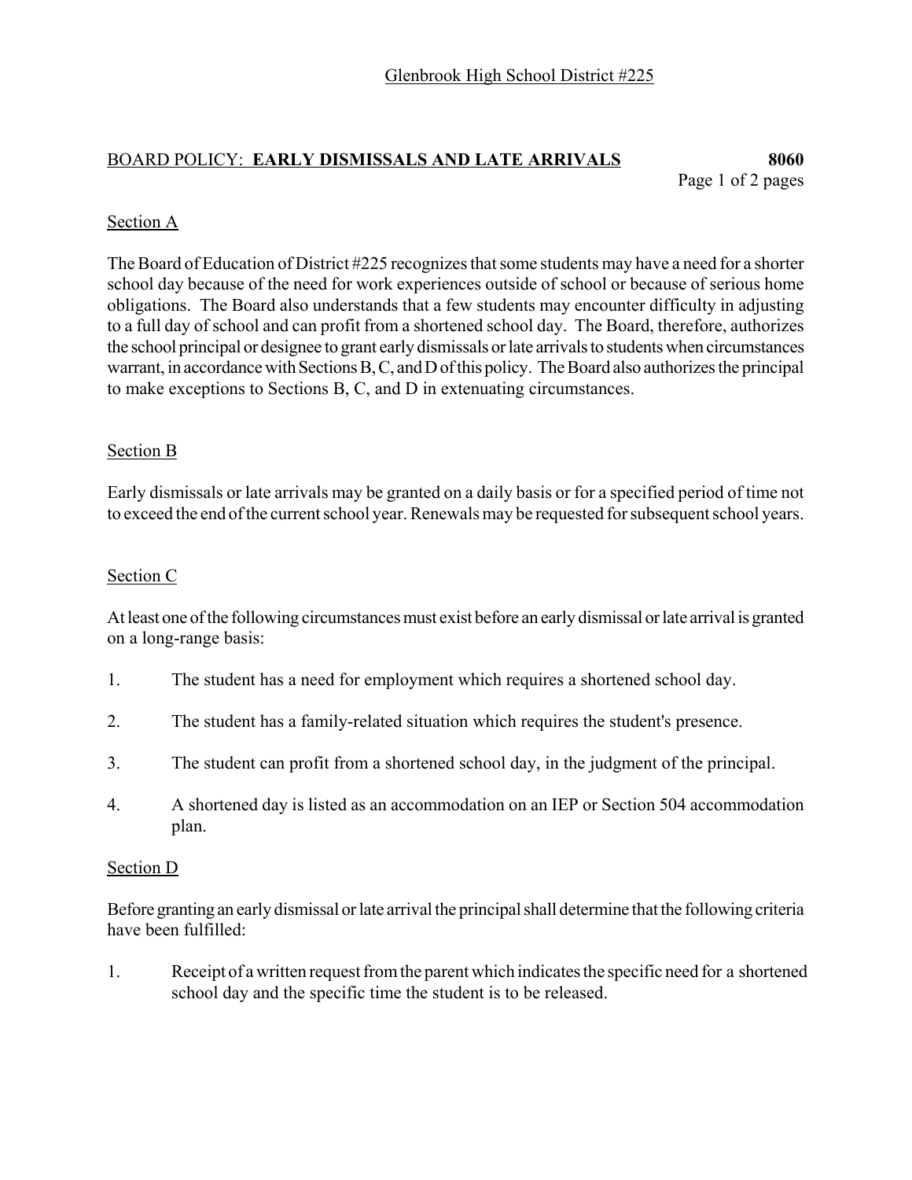Glenbrook High School District #225

## BOARD POLICY: EARLY DISMISSALS AND LATE ARRIVALS 8060

### Section A

The Board of Education of District #225 recognizes that some students may have a need for a shorter school day because of the need for work experiences outside of school or because of serious home obligations. The Board also understands that a few students may encounter difficulty in adjusting to a full day of school and can profit from a shortened school day. The Board, therefore, authorizes the school principal or designee to grant early dismissals or late arrivals to students when circumstances warrant, in accordance with Sections B, C, and D of this policy. The Board also authorizes the principal to make exceptions to Sections B, C, and D in extenuating circumstances.

### Section B

Early dismissals or late arrivals may be granted on a daily basis or for a specified period of time not to exceed the end of the current school year. Renewals may be requested for subsequent school years.

### Section C

At least one of the following circumstances must exist before an early dismissal or late arrival is granted on a long-range basis:

1. The student has a need for employment which requires a shortened school day.
2. The student has a family-related situation which requires the student's presence.
3. The student can profit from a shortened school day, in the judgment of the principal.
4. A shortened day is listed as an accommodation on an IEP or Section 504 accommodation plan.

### Section D

Before granting an early dismissal or late arrival the principal shall determine that the following criteria have been fulfilled:

1. Receipt of a written request from the parent which indicates the specific need for a shortened school day and the specific time the student is to be released.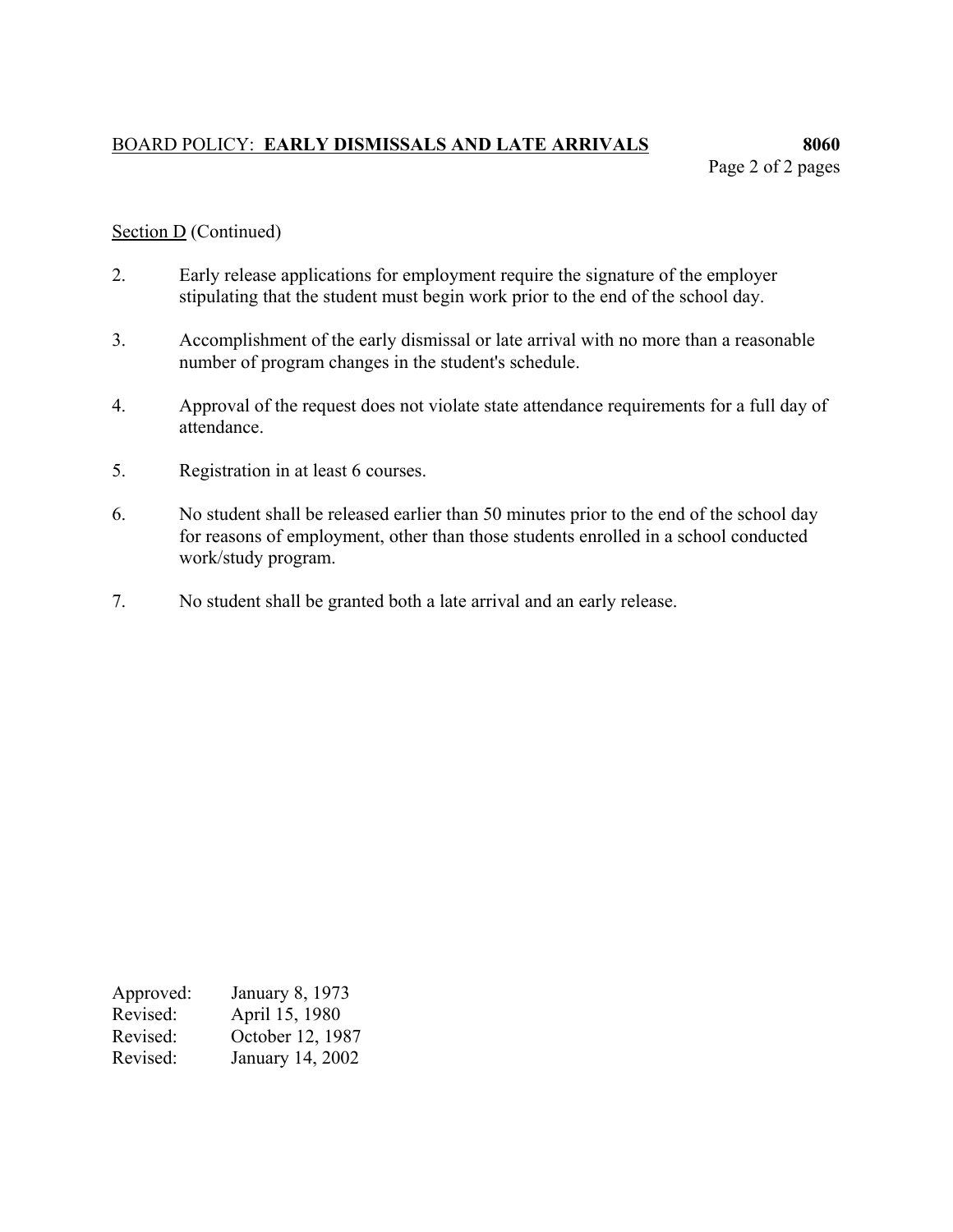Section D (Continued)

2. Early release applications for employment require the signature of the employer stipulating that the student must begin work prior to the end of the school day.

3. Accomplishment of the early dismissal or late arrival with no more than a reasonable number of program changes in the student's schedule.

4. Approval of the request does not violate state attendance requirements for a full day of attendance.

5. Registration in at least 6 courses.

6. No student shall be released earlier than 50 minutes prior to the end of the school day for reasons of employment, other than those students enrolled in a school conducted work/study program.

7. No student shall be granted both a late arrival and an early release.

| | |
|---|---|
| Approved: | January 8, 1973 |
| Revised: | April 15, 1980 |
| Revised: | October 12, 1987 |
| Revised: | January 14, 2002 |